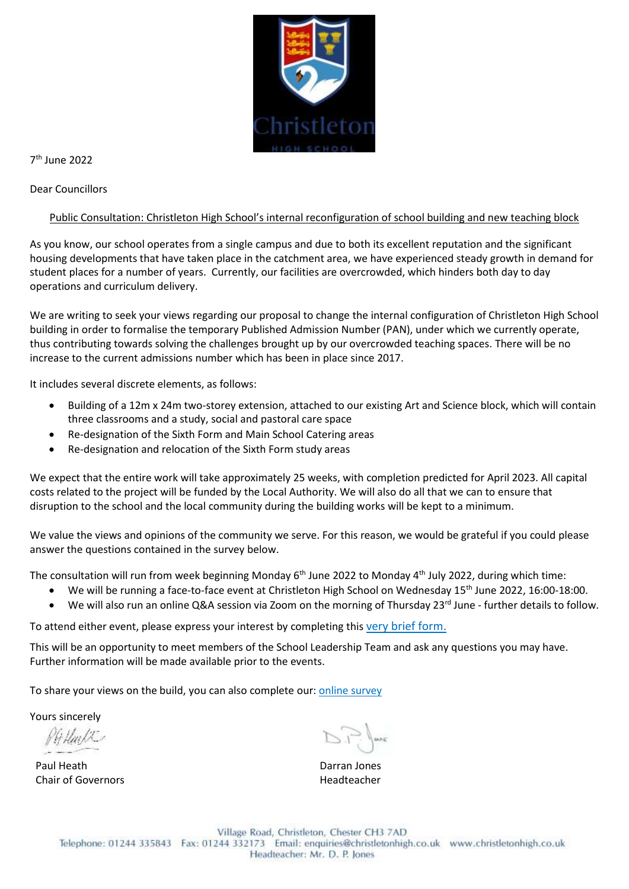7th June 2022

Dear Councillors

Public Consultation: Christleton High School's internal reconfiguration of school building and new teaching block

As you know, our school operates from a single campus and due to both its excellent reputation and the significant housing developments that have taken place in the catchment area, we have experienced steady growth in demand for student places for a number of years. Currently, our facilities are overcrowded, which hinders both day to day operations and curriculum delivery.

We are writing to seek your views regarding our proposal to change the internal configuration of Christleton High School building in order to formalise the temporary Published Admission Number (PAN), under which we currently operate, thus contributing towards solving the challenges brought up by our overcrowded teaching spaces. There will be no increase to the current admissions number which has been in place since 2017.

It includes several discrete elements, as follows:

- Building of a 12m x 24m two-storey extension, attached to our existing Art and Science block, which will contain three classrooms and a study, social and pastoral care space
- Re-designation of the Sixth Form and Main School Catering areas
- Re-designation and relocation of the Sixth Form study areas

We expect that the entire work will take approximately 25 weeks, with completion predicted for April 2023. All capital costs related to the project will be funded by the Local Authority. We will also do all that we can to ensure that disruption to the school and the local community during the building works will be kept to a minimum.

We value the views and opinions of the community we serve. For this reason, we would be grateful if you could please answer the questions contained in the survey below.

The consultation will run from week beginning Monday 6th June 2022 to Monday 4th July 2022, during which time:

- We will be running a face-to-face event at Christleton High School on Wednesday 15th June 2022, 16:00-18:00.
- We will also run an online Q&A session via Zoom on the morning of Thursday 23rd June - further details to follow.

To attend either event, please express your interest by completing this very brief form.

This will be an opportunity to meet members of the School Leadership Team and ask any questions you may have. Further information will be made available prior to the events.

To share your views on the build, you can also complete our: online survey

Yours sincerely

Paul Heath
Chair of Governors

Darran Jones
Headteacher

Village Road, Christleton, Chester CH3 7AD
Telephone: 01244 335843 Fax: 01244 332173 Email: enquiries@christletonhigh.co.uk www.christletonhigh.co.uk
Headteacher: Mr. D. P. Jones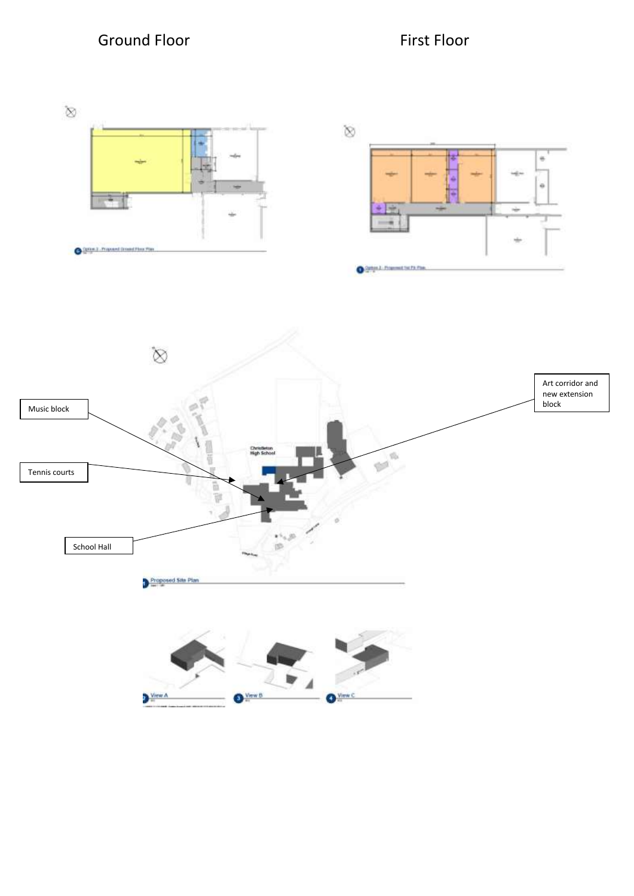Ground Floor

First Floor

Option 2 - Proposed Ground Floor Plan

Option 2 - Proposed 1st Flr Plan

Music block

Tennis courts

School Hall

Art corridor and new extension block

Christleton High School

Proposed Site Plan

View A

View B

View C